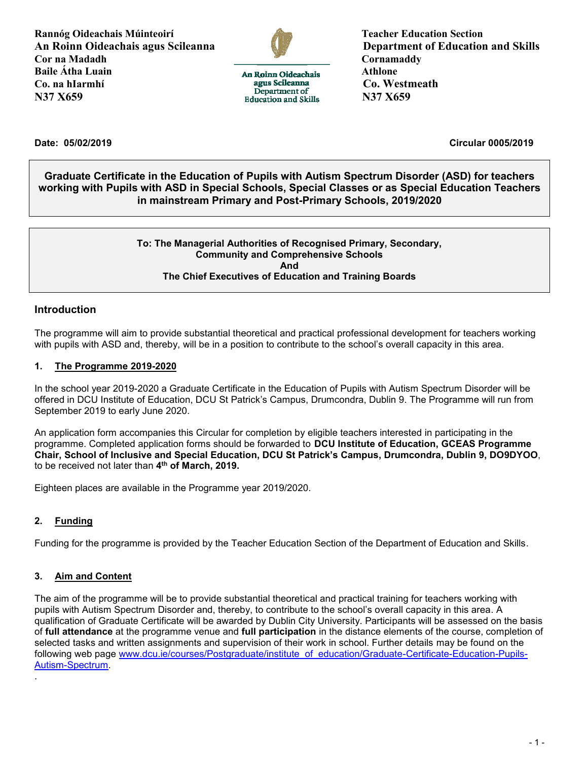**Rannóg Oideachais Múinteoirí**
**An Roinn Oideachais agus Scileanna**
**Cor na Madadh**
**Baile Átha Luain**
**Co. na hIarmhí**
**N37 X659**

An Roinn Oideachais agus Scileanna
Department of Education and Skills

**Teacher Education Section**
**Department of Education and Skills**
**Cornamaddy**
**Athlone**
**Co. Westmeath**
**N37 X659**

**Date: 05/02/2019** **Circular 0005/2019**

**Graduate Certificate in the Education of Pupils with Autism Spectrum Disorder (ASD) for teachers working with Pupils with ASD in Special Schools, Special Classes or as Special Education Teachers in mainstream Primary and Post-Primary Schools, 2019/2020**

**To: The Managerial Authorities of Recognised Primary, Secondary, Community and Comprehensive Schools**
**And**
**The Chief Executives of Education and Training Boards**

## Introduction

The programme will aim to provide substantial theoretical and practical professional development for teachers working with pupils with ASD and, thereby, will be in a position to contribute to the school's overall capacity in this area.

### 1. The Programme 2019-2020

In the school year 2019-2020 a Graduate Certificate in the Education of Pupils with Autism Spectrum Disorder will be offered in DCU Institute of Education, DCU St Patrick's Campus, Drumcondra, Dublin 9. The Programme will run from September 2019 to early June 2020.

An application form accompanies this Circular for completion by eligible teachers interested in participating in the programme. Completed application forms should be forwarded to **DCU Institute of Education, GCEAS Programme Chair, School of Inclusive and Special Education, DCU St Patrick's Campus, Drumcondra, Dublin 9, DO9DYOO**, to be received not later than **4th of March, 2019.**

Eighteen places are available in the Programme year 2019/2020.

### 2. Funding

Funding for the programme is provided by the Teacher Education Section of the Department of Education and Skills.

### 3. Aim and Content

The aim of the programme will be to provide substantial theoretical and practical training for teachers working with pupils with Autism Spectrum Disorder and, thereby, to contribute to the school's overall capacity in this area. A qualification of Graduate Certificate will be awarded by Dublin City University. Participants will be assessed on the basis of **full attendance** at the programme venue and **full participation** in the distance elements of the course, completion of selected tasks and written assignments and supervision of their work in school. Further details may be found on the following web page www.dcu.ie/courses/Postgraduate/institute_of_education/Graduate-Certificate-Education-Pupils-Autism-Spectrum.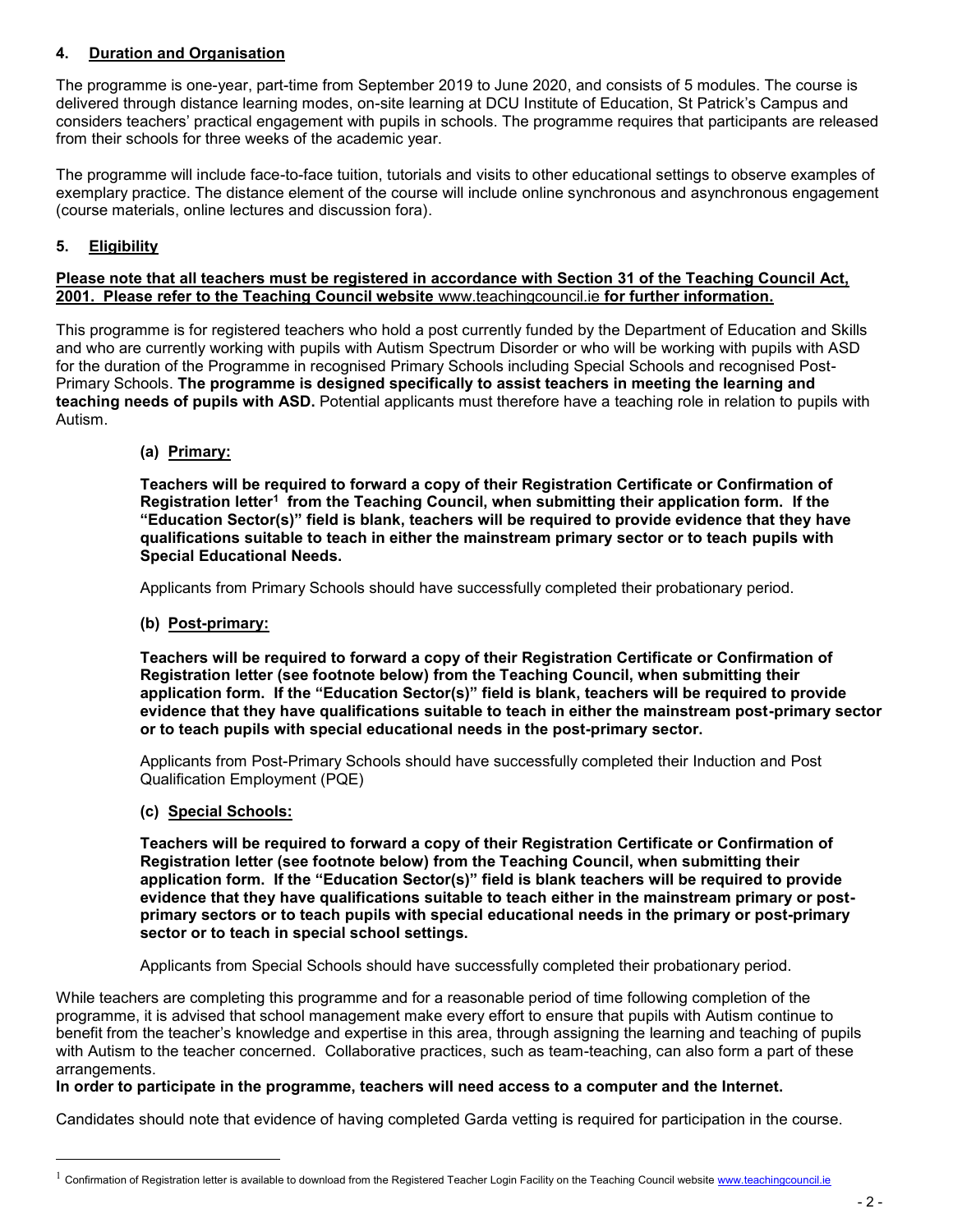## 4. Duration and Organisation

The programme is one-year, part-time from September 2019 to June 2020, and consists of 5 modules. The course is delivered through distance learning modes, on-site learning at DCU Institute of Education, St Patrick's Campus and considers teachers' practical engagement with pupils in schools. The programme requires that participants are released from their schools for three weeks of the academic year.

The programme will include face-to-face tuition, tutorials and visits to other educational settings to observe examples of exemplary practice. The distance element of the course will include online synchronous and asynchronous engagement (course materials, online lectures and discussion fora).

## 5. Eligibility

**Please note that all teachers must be registered in accordance with Section 31 of the Teaching Council Act, 2001. Please refer to the Teaching Council website** www.teachingcouncil.ie **for further information.**

This programme is for registered teachers who hold a post currently funded by the Department of Education and Skills and who are currently working with pupils with Autism Spectrum Disorder or who will be working with pupils with ASD for the duration of the Programme in recognised Primary Schools including Special Schools and recognised Post-Primary Schools. **The programme is designed specifically to assist teachers in meeting the learning and teaching needs of pupils with ASD.** Potential applicants must therefore have a teaching role in relation to pupils with Autism.

### (a) Primary:

**Teachers will be required to forward a copy of their Registration Certificate or Confirmation of Registration letter[1] from the Teaching Council, when submitting their application form. If the "Education Sector(s)" field is blank, teachers will be required to provide evidence that they have qualifications suitable to teach in either the mainstream primary sector or to teach pupils with Special Educational Needs.**

Applicants from Primary Schools should have successfully completed their probationary period.

### (b) Post-primary:

**Teachers will be required to forward a copy of their Registration Certificate or Confirmation of Registration letter (see footnote below) from the Teaching Council, when submitting their application form. If the "Education Sector(s)" field is blank, teachers will be required to provide evidence that they have qualifications suitable to teach in either the mainstream post-primary sector or to teach pupils with special educational needs in the post-primary sector.**

Applicants from Post-Primary Schools should have successfully completed their Induction and Post Qualification Employment (PQE)

### (c) Special Schools:

**Teachers will be required to forward a copy of their Registration Certificate or Confirmation of Registration letter (see footnote below) from the Teaching Council, when submitting their application form. If the "Education Sector(s)" field is blank teachers will be required to provide evidence that they have qualifications suitable to teach either in the mainstream primary or post-primary sectors or to teach pupils with special educational needs in the primary or post-primary sector or to teach in special school settings.**

Applicants from Special Schools should have successfully completed their probationary period.

While teachers are completing this programme and for a reasonable period of time following completion of the programme, it is advised that school management make every effort to ensure that pupils with Autism continue to benefit from the teacher's knowledge and expertise in this area, through assigning the learning and teaching of pupils with Autism to the teacher concerned. Collaborative practices, such as team-teaching, can also form a part of these arrangements.

**In order to participate in the programme, teachers will need access to a computer and the Internet.**

Candidates should note that evidence of having completed Garda vetting is required for participation in the course.

---

[1] Confirmation of Registration letter is available to download from the Registered Teacher Login Facility on the Teaching Council website www.teachingcouncil.ie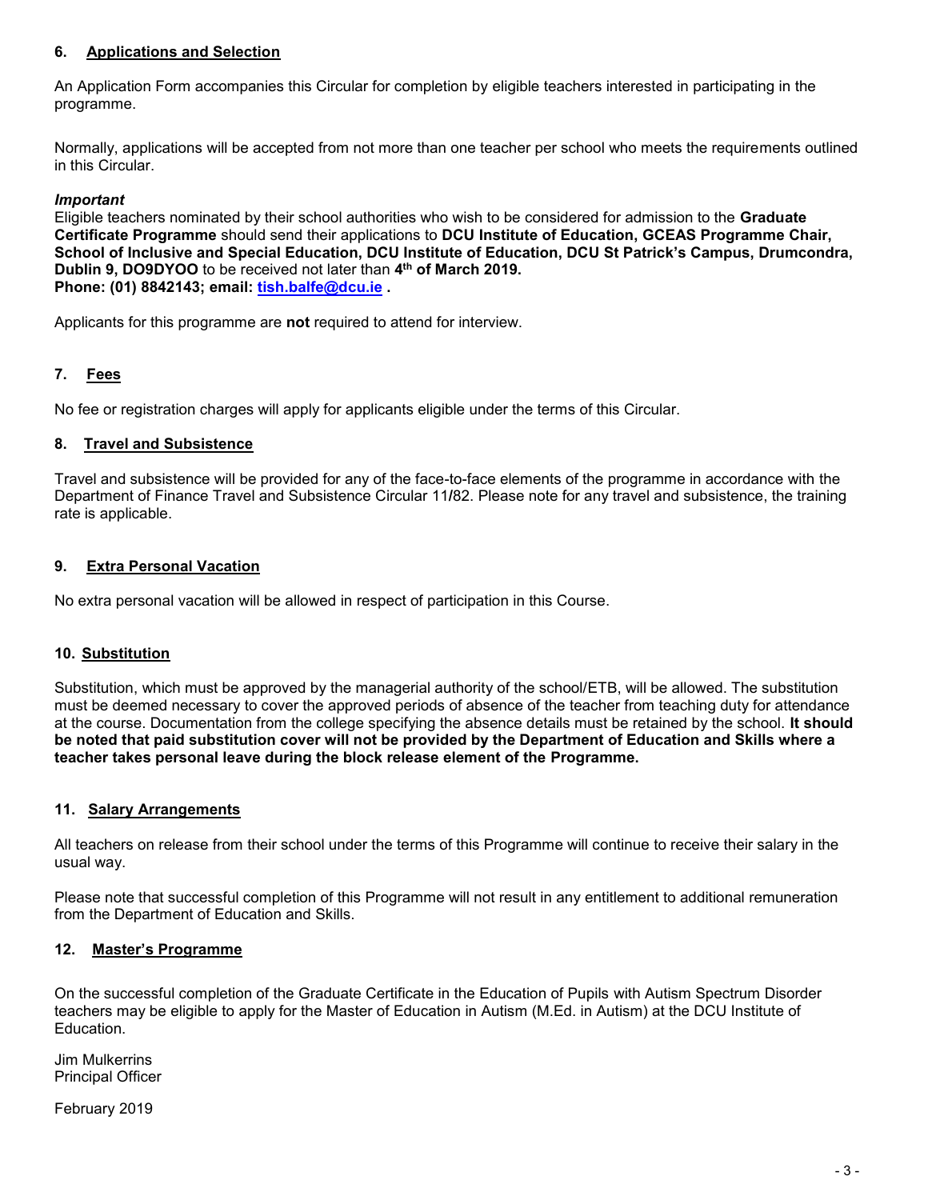## 6. Applications and Selection

An Application Form accompanies this Circular for completion by eligible teachers interested in participating in the programme.

Normally, applications will be accepted from not more than one teacher per school who meets the requirements outlined in this Circular.

***Important***
Eligible teachers nominated by their school authorities who wish to be considered for admission to the **Graduate Certificate Programme** should send their applications to **DCU Institute of Education, GCEAS Programme Chair, School of Inclusive and Special Education, DCU Institute of Education, DCU St Patrick's Campus, Drumcondra, Dublin 9, DO9DYOO** to be received not later than **4th of March 2019.**
**Phone: (01) 8842143; email: tish.balfe@dcu.ie .**

Applicants for this programme are **not** required to attend for interview.

## 7. Fees

No fee or registration charges will apply for applicants eligible under the terms of this Circular.

## 8. Travel and Subsistence

Travel and subsistence will be provided for any of the face-to-face elements of the programme in accordance with the Department of Finance Travel and Subsistence Circular 11/82. Please note for any travel and subsistence, the training rate is applicable.

## 9. Extra Personal Vacation

No extra personal vacation will be allowed in respect of participation in this Course.

## 10. Substitution

Substitution, which must be approved by the managerial authority of the school/ETB, will be allowed. The substitution must be deemed necessary to cover the approved periods of absence of the teacher from teaching duty for attendance at the course. Documentation from the college specifying the absence details must be retained by the school. **It should be noted that paid substitution cover will not be provided by the Department of Education and Skills where a teacher takes personal leave during the block release element of the Programme.**

## 11. Salary Arrangements

All teachers on release from their school under the terms of this Programme will continue to receive their salary in the usual way.

Please note that successful completion of this Programme will not result in any entitlement to additional remuneration from the Department of Education and Skills.

## 12. Master's Programme

On the successful completion of the Graduate Certificate in the Education of Pupils with Autism Spectrum Disorder teachers may be eligible to apply for the Master of Education in Autism (M.Ed. in Autism) at the DCU Institute of Education.

Jim Mulkerrins
Principal Officer

February 2019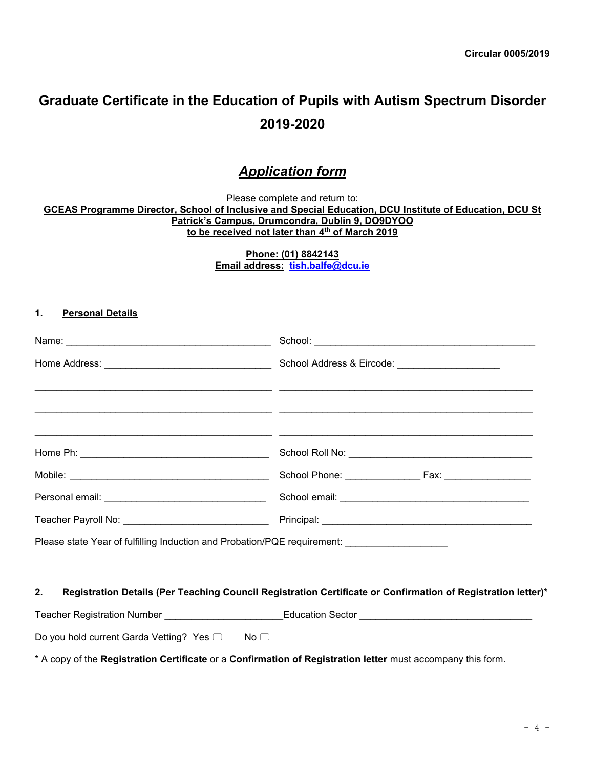**Circular 0005/2019**

# Graduate Certificate in the Education of Pupils with Autism Spectrum Disorder 2019-2020

## ***Application form***

Please complete and return to:

**GCEAS Programme Director, School of Inclusive and Special Education, DCU Institute of Education, DCU St Patrick's Campus, Drumcondra, Dublin 9, DO9DYOO**
**to be received not later than 4th of March 2019**

**Phone: (01) 8842143**
**Email address: tish.balfe@dcu.ie**

### 1. Personal Details

| | |
|---|---|
| Name: ______________________________ | School: ______________________________ |
| Home Address: ______________________________ | School Address & Eircode: ______________________________ |
| ______________________________ | ______________________________ |
| ______________________________ | ______________________________ |
| ______________________________ | ______________________________ |
| Home Ph: ______________________________ | School Roll No: ______________________________ |
| Mobile: ______________________________ | School Phone: ______________ Fax: ______________ |
| Personal email: ______________________________ | School email: ______________________________ |
| Teacher Payroll No: ______________________________ | Principal: ______________________________ |

Please state Year of fulfilling Induction and Probation/PQE requirement: ____________________

### 2. Registration Details (Per Teaching Council Registration Certificate or Confirmation of Registration letter)*

Teacher Registration Number ______________________ Education Sector ______________________________

Do you hold current Garda Vetting? Yes ☐ No ☐

* A copy of the **Registration Certificate** or a **Confirmation of Registration letter** must accompany this form.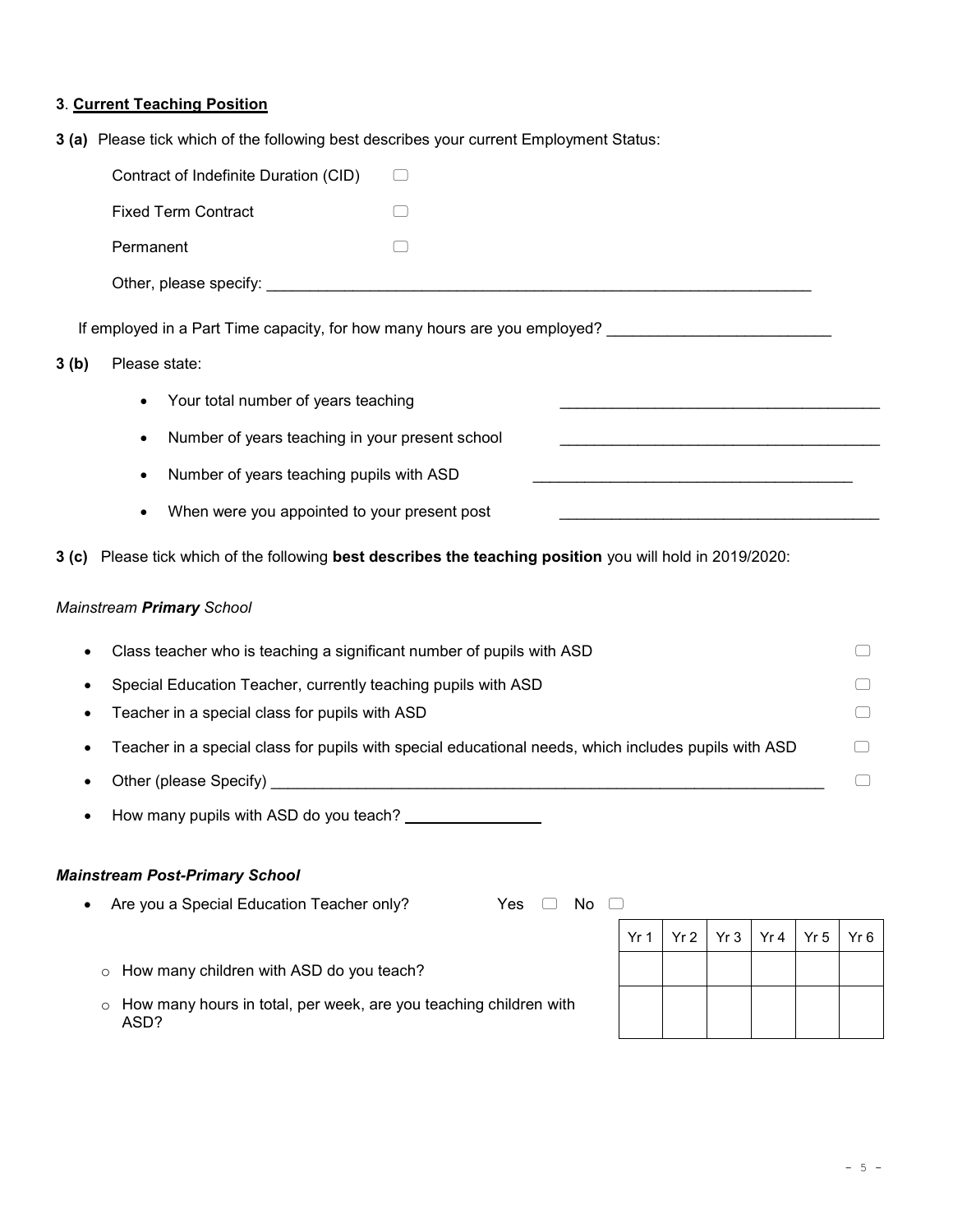### 3. **Current Teaching Position**

**3 (a)** Please tick which of the following best describes your current Employment Status:

- Contract of Indefinite Duration (CID) ☐
- Fixed Term Contract ☐
- Permanent ☐
- Other, please specify: ____________________________________________

If employed in a Part Time capacity, for how many hours are you employed? _______________________

**3 (b)** Please state:

- Your total number of years teaching ______________________________
- Number of years teaching in your present school ______________________________
- Number of years teaching pupils with ASD ______________________________
- When were you appointed to your present post ______________________________

**3 (c)** Please tick which of the following **best describes the teaching position** you will hold in 2019/2020:

*Mainstream **Primary** School*

- Class teacher who is teaching a significant number of pupils with ASD ☐
- Special Education Teacher, currently teaching pupils with ASD ☐
- Teacher in a special class for pupils with ASD ☐
- Teacher in a special class for pupils with special educational needs, which includes pupils with ASD ☐
- Other (please Specify) ____________________________________________ ☐
- How many pupils with ASD do you teach? ______________

***Mainstream Post-Primary School***

- Are you a Special Education Teacher only? Yes ☐ No ☐

| | Yr 1 | Yr 2 | Yr 3 | Yr 4 | Yr 5 | Yr 6 |
|---|---|---|---|---|---|---|
| How many children with ASD do you teach? | | | | | | |
| How many hours in total, per week, are you teaching children with ASD? | | | | | | |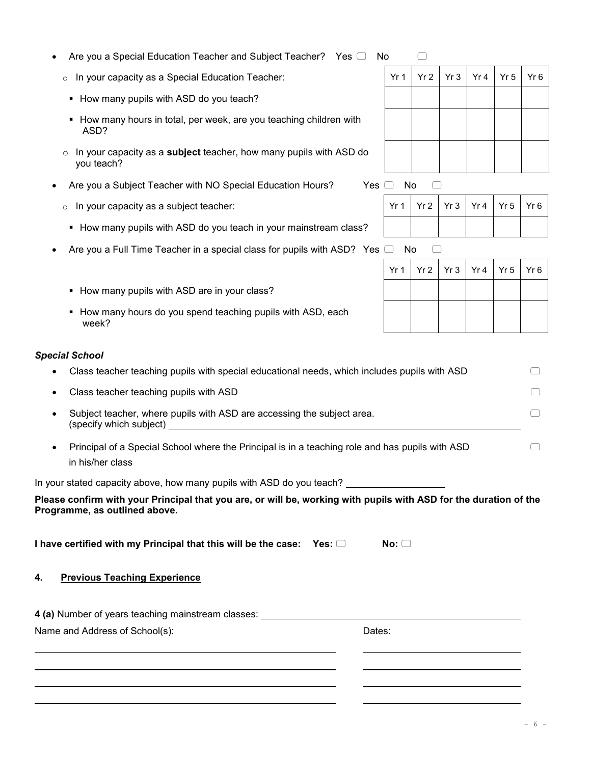- Are you a Special Education Teacher and Subject Teacher? Yes ☐ No ☐
  - In your capacity as a Special Education Teacher:
    - How many pupils with ASD do you teach?
    - How many hours in total, per week, are you teaching children with ASD?
  - In your capacity as a **subject** teacher, how many pupils with ASD do you teach?

| | Yr 1 | Yr 2 | Yr 3 | Yr 4 | Yr 5 | Yr 6 |
|---|---|---|---|---|---|---|
| How many pupils with ASD do you teach? | | | | | | |
| How many hours in total, per week, are you teaching children with ASD? | | | | | | |
| In your capacity as a subject teacher, how many pupils with ASD do you teach? | | | | | | |

- Are you a Subject Teacher with NO Special Education Hours? Yes ☐ No ☐
  - In your capacity as a subject teacher:
    - How many pupils with ASD do you teach in your mainstream class?

| | Yr 1 | Yr 2 | Yr 3 | Yr 4 | Yr 5 | Yr 6 |
|---|---|---|---|---|---|---|
| How many pupils with ASD do you teach in your mainstream class? | | | | | | |

- Are you a Full Time Teacher in a special class for pupils with ASD? Yes ☐ No ☐
    - How many pupils with ASD are in your class?
    - How many hours do you spend teaching pupils with ASD, each week?

| | Yr 1 | Yr 2 | Yr 3 | Yr 4 | Yr 5 | Yr 6 |
|---|---|---|---|---|---|---|
| How many pupils with ASD are in your class? | | | | | | |
| How many hours do you spend teaching pupils with ASD, each week? | | | | | | |

***Special School***

- Class teacher teaching pupils with special educational needs, which includes pupils with ASD ☐
- Class teacher teaching pupils with ASD ☐
- Subject teacher, where pupils with ASD are accessing the subject area. ☐
  (specify which subject) ____________________
- Principal of a Special School where the Principal is in a teaching role and has pupils with ASD in his/her class ☐

In your stated capacity above, how many pupils with ASD do you teach? ____________________

**Please confirm with your Principal that you are, or will be, working with pupils with ASD for the duration of the Programme, as outlined above.**

**I have certified with my Principal that this will be the case: Yes:** ☐ **No:** ☐

## 4. <u>Previous Teaching Experience</u>

**4 (a)** Number of years teaching mainstream classes: ____________________

| Name and Address of School(s): | Dates: |
|---|---|
| | |
| | |
| | |
| | |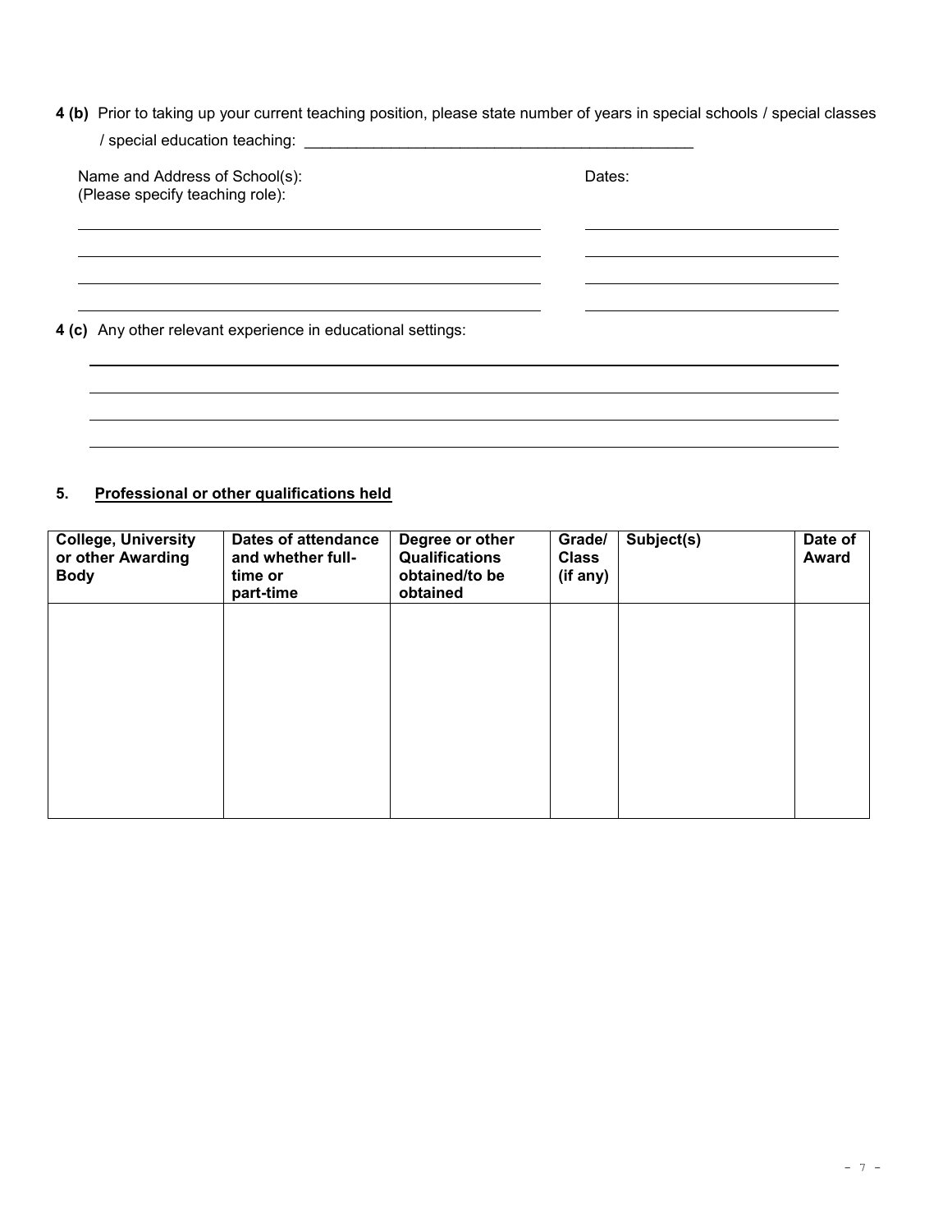**4 (b)** Prior to taking up your current teaching position, please state number of years in special schools / special classes / special education teaching: _______________________________________________

Name and Address of School(s):
(Please specify teaching role):

Dates:

______________________________________________________ ______________________________

______________________________________________________ ______________________________

______________________________________________________ ______________________________

______________________________________________________ ______________________________

**4 (c)** Any other relevant experience in educational settings:

_____________________________________________________________________________________

_____________________________________________________________________________________

_____________________________________________________________________________________

_____________________________________________________________________________________

**5. Professional or other qualifications held**

| College, University or other Awarding Body | Dates of attendance and whether full-time or part-time | Degree or other Qualifications obtained/to be obtained | Grade/ Class (if any) | Subject(s) | Date of Award |
|---|---|---|---|---|---|
| | | | | | |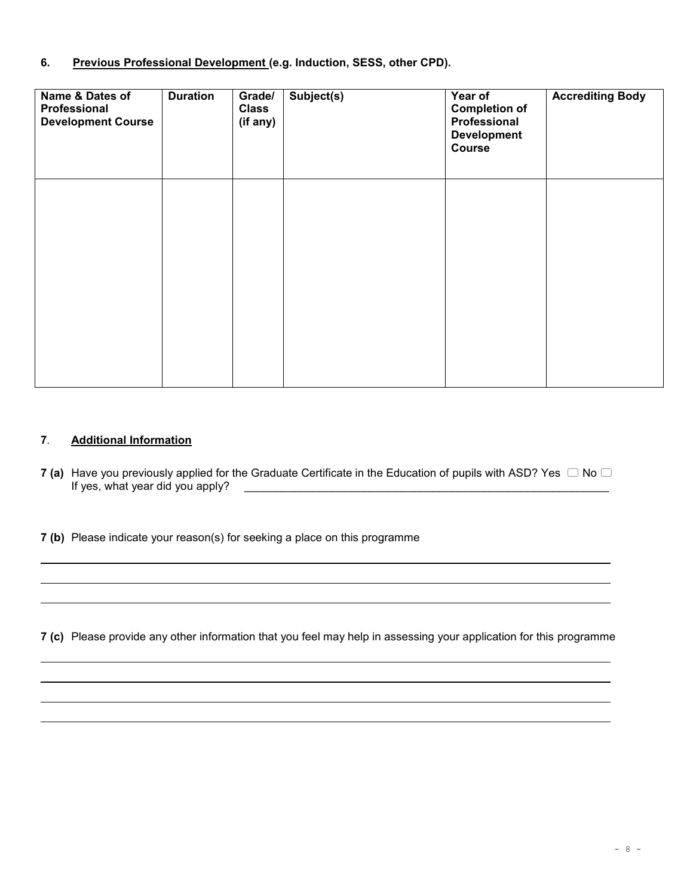## 6. **Previous Professional Development (e.g. Induction, SESS, other CPD).**

| Name & Dates of Professional Development Course | Duration | Grade/ Class (if any) | Subject(s) | Year of Completion of Professional Development Course | Accrediting Body |
|---|---|---|---|---|---|
| | | | | | |

## 7. **Additional Information**

**7 (a)** Have you previously applied for the Graduate Certificate in the Education of pupils with ASD? Yes ☐ No ☐
If yes, what year did you apply? ____________________________________________________________

**7 (b)** Please indicate your reason(s) for seeking a place on this programme

______________________________________________________________________________

______________________________________________________________________________

______________________________________________________________________________

**7 (c)** Please provide any other information that you feel may help in assessing your application for this programme

______________________________________________________________________________

______________________________________________________________________________

______________________________________________________________________________

______________________________________________________________________________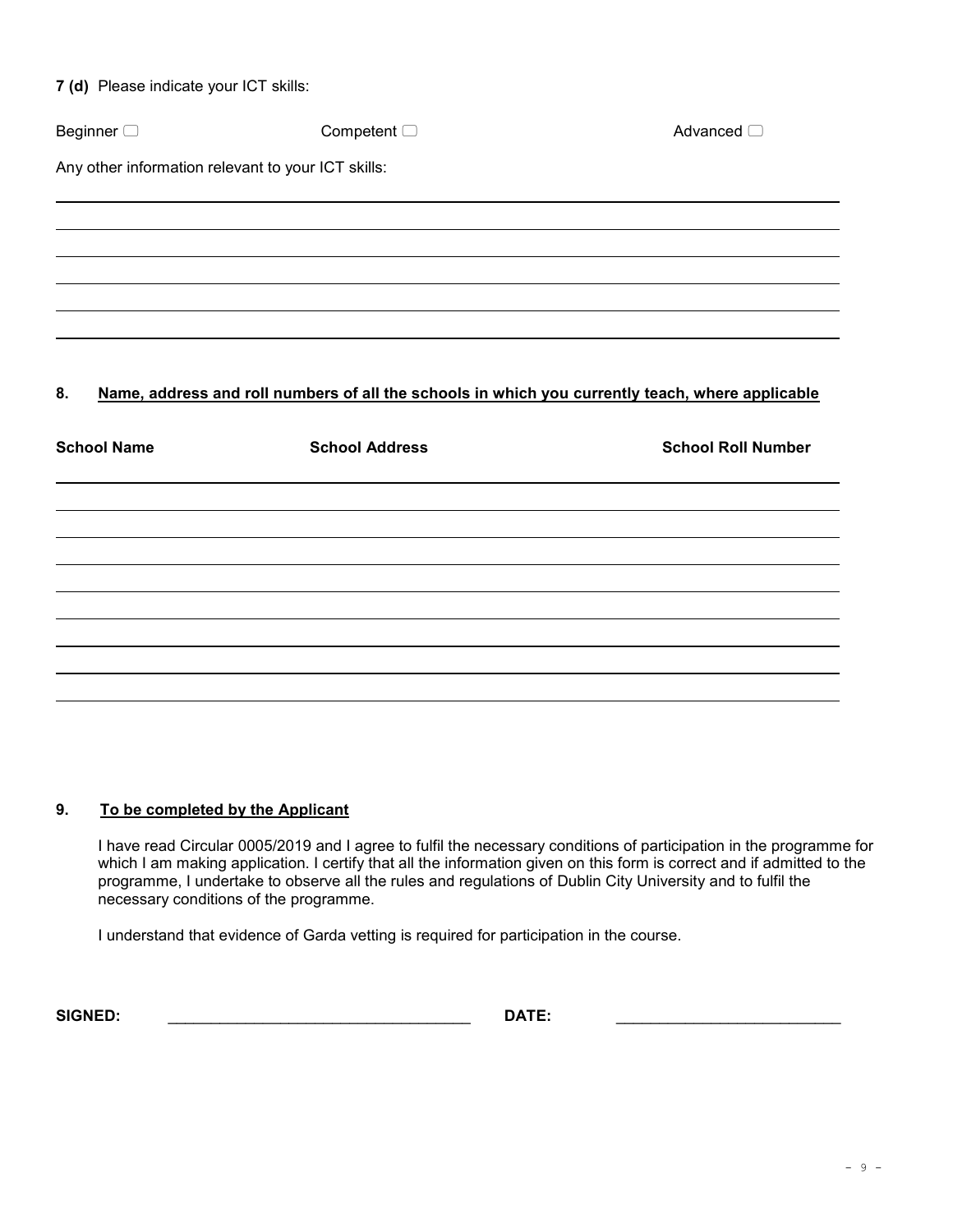**7 (d)** Please indicate your ICT skills:

Beginner ☐ Competent ☐ Advanced ☐

Any other information relevant to your ICT skills:

## 8. Name, address and roll numbers of all the schools in which you currently teach, where applicable

| School Name | School Address | School Roll Number |
|---|---|---|
| | | |
| | | |
| | | |
| | | |
| | | |
| | | |
| | | |
| | | |

## 9. To be completed by the Applicant

I have read Circular 0005/2019 and I agree to fulfil the necessary conditions of participation in the programme for which I am making application. I certify that all the information given on this form is correct and if admitted to the programme, I undertake to observe all the rules and regulations of Dublin City University and to fulfil the necessary conditions of the programme.

I understand that evidence of Garda vetting is required for participation in the course.

**SIGNED:** ___________________________________ **DATE:** _________________________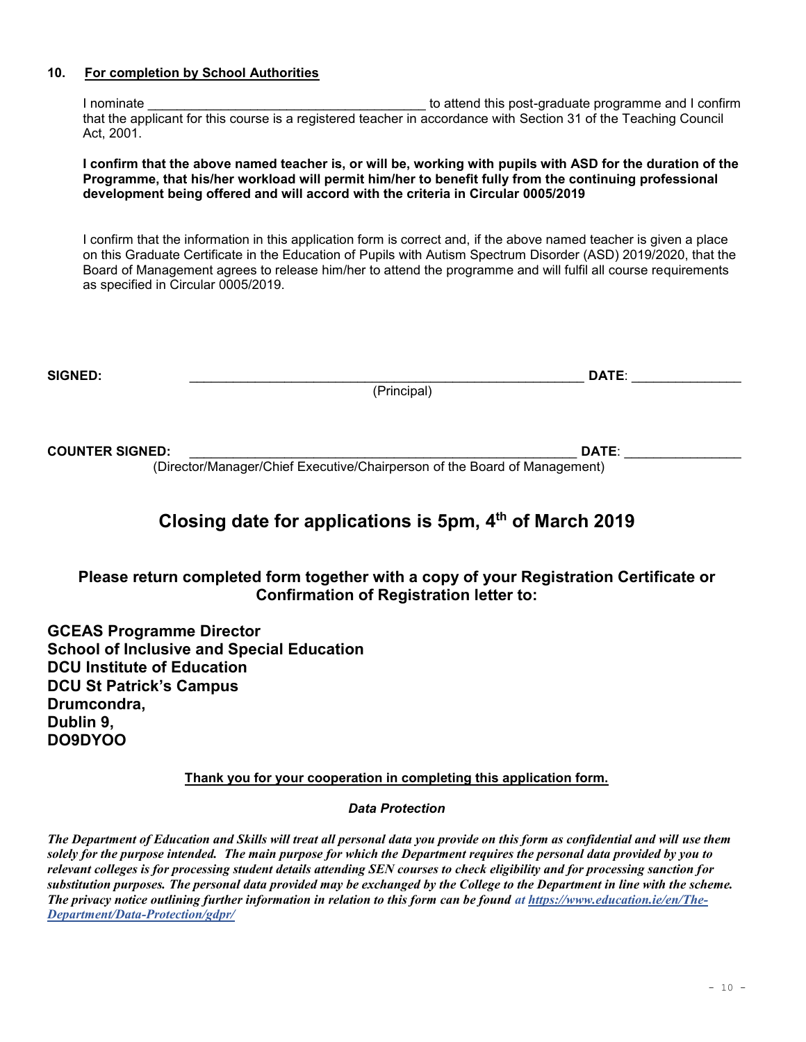## 10. For completion by School Authorities

I nominate ______________________________________ to attend this post-graduate programme and I confirm that the applicant for this course is a registered teacher in accordance with Section 31 of the Teaching Council Act, 2001.

**I confirm that the above named teacher is, or will be, working with pupils with ASD for the duration of the Programme, that his/her workload will permit him/her to benefit fully from the continuing professional development being offered and will accord with the criteria in Circular 0005/2019**

I confirm that the information in this application form is correct and, if the above named teacher is given a place on this Graduate Certificate in the Education of Pupils with Autism Spectrum Disorder (ASD) 2019/2020, that the Board of Management agrees to release him/her to attend the programme and will fulfil all course requirements as specified in Circular 0005/2019.

**SIGNED:** _______________________________________________________ **DATE**: _______________
(Principal)

**COUNTER SIGNED:** ______________________________________________________ **DATE**: ________________
(Director/Manager/Chief Executive/Chairperson of the Board of Management)

# Closing date for applications is 5pm, 4th of March 2019

### Please return completed form together with a copy of your Registration Certificate or Confirmation of Registration letter to:

**GCEAS Programme Director**
**School of Inclusive and Special Education**
**DCU Institute of Education**
**DCU St Patrick's Campus**
**Drumcondra,**
**Dublin 9,**
**DO9DYOO**

**Thank you for your cooperation in completing this application form.**

***Data Protection***

***The Department of Education and Skills will treat all personal data you provide on this form as confidential and will use them solely for the purpose intended. The main purpose for which the Department requires the personal data provided by you to relevant colleges is for processing student details attending SEN courses to check eligibility and for processing sanction for substitution purposes. The personal data provided may be exchanged by the College to the Department in line with the scheme. The privacy notice outlining further information in relation to this form can be found at https://www.education.ie/en/The-Department/Data-Protection/gdpr/***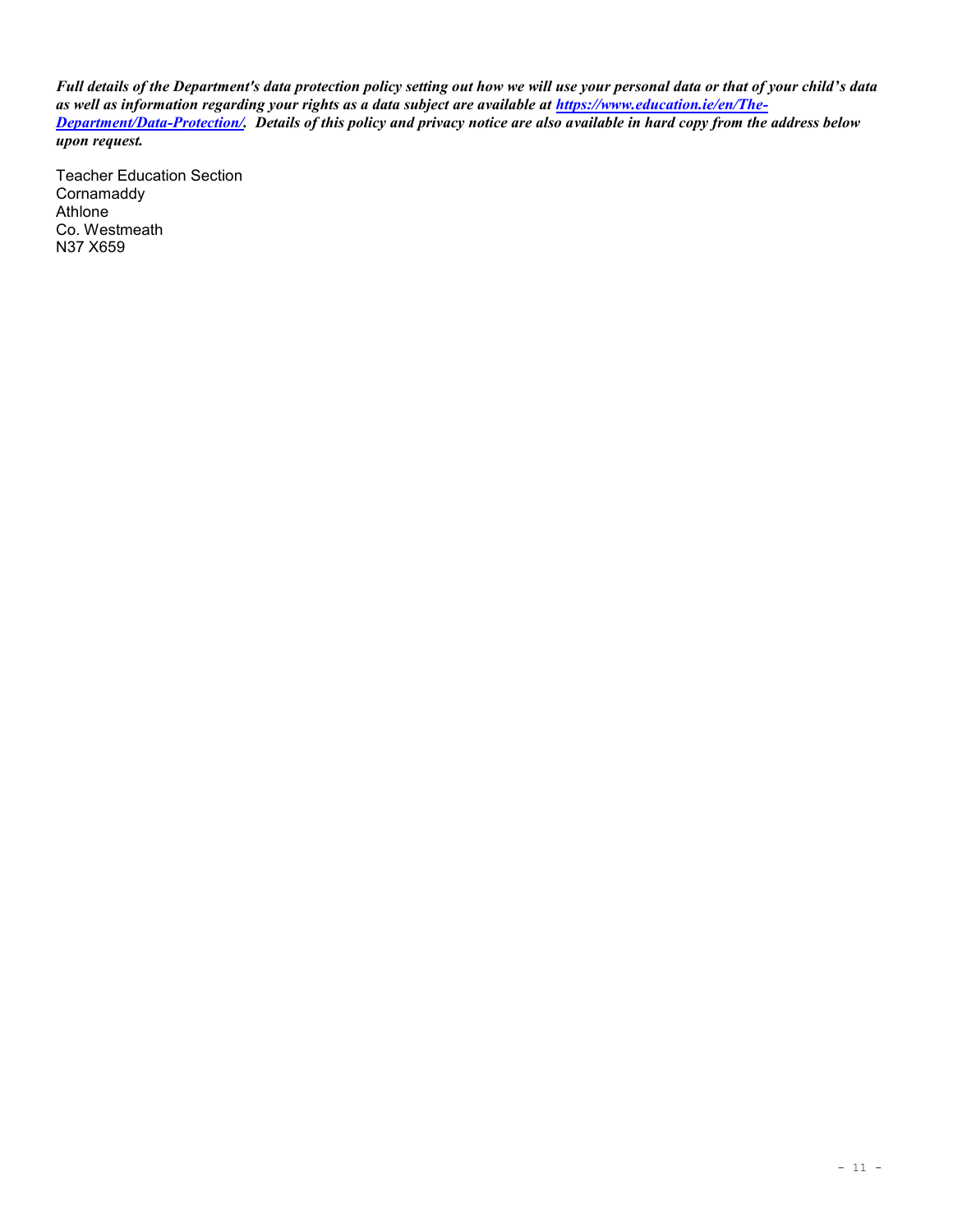***Full details of the Department's data protection policy setting out how we will use your personal data or that of your child's data as well as information regarding your rights as a data subject are available at [https://www.education.ie/en/The-Department/Data-Protection/](https://www.education.ie/en/The-Department/Data-Protection/). Details of this policy and privacy notice are also available in hard copy from the address below upon request.***

Teacher Education Section
Cornamaddy
Athlone
Co. Westmeath
N37 X659